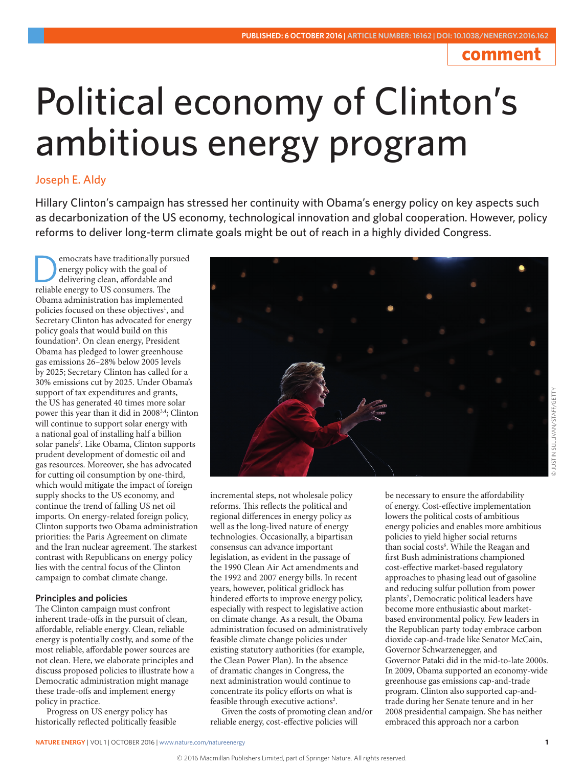comment

# Political economy of Clinton's ambitious energy program

Joseph E. Aldy

Hillary Clinton's campaign has stressed her continuity with Obama's energy policy on key aspects such as decarbonization of the US economy, technological innovation and global cooperation. However, policy reforms to deliver long-term climate goals might be out of reach in a highly divided Congress.

Democrats have traditionally pursued energy policy with the goal of delivering clean, affordable and reliable energy to US consumers. The Obama administration has implemented policies focused on these objectives[1], and Secretary Clinton has advocated for energy policy goals that would build on this foundation[2]. On clean energy, President Obama has pledged to lower greenhouse gas emissions 26–28% below 2005 levels by 2025; Secretary Clinton has called for a 30% emissions cut by 2025. Under Obama's support of tax expenditures and grants, the US has generated 40 times more solar power this year than it did in 2008[3,4]; Clinton will continue to support solar energy with a national goal of installing half a billion solar panels[5]. Like Obama, Clinton supports prudent development of domestic oil and gas resources. Moreover, she has advocated for cutting oil consumption by one-third, which would mitigate the impact of foreign supply shocks to the US economy, and continue the trend of falling US net oil imports. On energy-related foreign policy, Clinton supports two Obama administration priorities: the Paris Agreement on climate and the Iran nuclear agreement. The starkest contrast with Republicans on energy policy lies with the central focus of the Clinton campaign to combat climate change.

## Principles and policies

The Clinton campaign must confront inherent trade-offs in the pursuit of clean, affordable, reliable energy. Clean, reliable energy is potentially costly, and some of the most reliable, affordable power sources are not clean. Here, we elaborate principles and discuss proposed policies to illustrate how a Democratic administration might manage these trade-offs and implement energy policy in practice.

Progress on US energy policy has historically reflected politically feasible incremental steps, not wholesale policy reforms. This reflects the political and regional differences in energy policy as well as the long-lived nature of energy technologies. Occasionally, a bipartisan consensus can advance important legislation, as evident in the passage of the 1990 Clean Air Act amendments and the 1992 and 2007 energy bills. In recent years, however, political gridlock has hindered efforts to improve energy policy, especially with respect to legislative action on climate change. As a result, the Obama administration focused on administratively feasible climate change policies under existing statutory authorities (for example, the Clean Power Plan). In the absence of dramatic changes in Congress, the next administration would continue to concentrate its policy efforts on what is feasible through executive actions[2].

Given the costs of promoting clean and/or reliable energy, cost-effective policies will be necessary to ensure the affordability of energy. Cost-effective implementation lowers the political costs of ambitious energy policies and enables more ambitious policies to yield higher social returns than social costs[6]. While the Reagan and first Bush administrations championed cost-effective market-based regulatory approaches to phasing lead out of gasoline and reducing sulfur pollution from power plants[7], Democratic political leaders have become more enthusiastic about market-based environmental policy. Few leaders in the Republican party today embrace carbon dioxide cap-and-trade like Senator McCain, Governor Schwarzenegger, and Governor Pataki did in the mid-to-late 2000s. In 2009, Obama supported an economy-wide greenhouse gas emissions cap-and-trade program. Clinton also supported cap-and-trade during her Senate tenure and in her 2008 presidential campaign. She has neither embraced this approach nor a carbon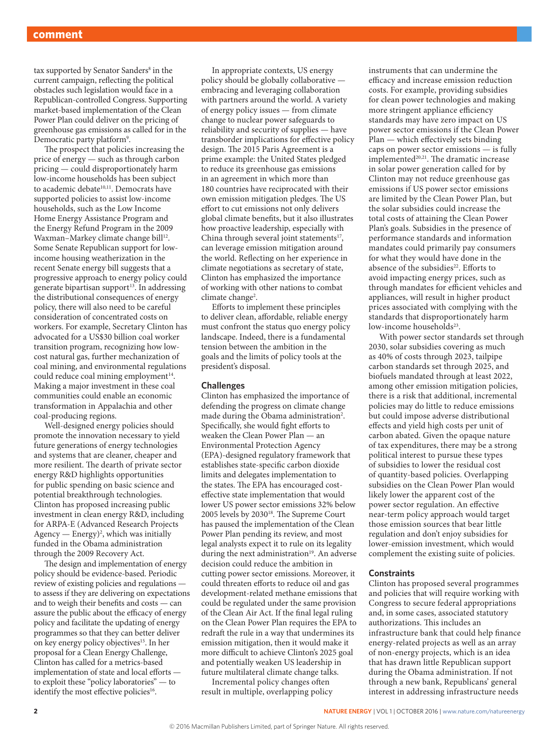tax supported by Senator Sanders[8] in the current campaign, reflecting the political obstacles such legislation would face in a Republican-controlled Congress. Supporting market-based implementation of the Clean Power Plan could deliver on the pricing of greenhouse gas emissions as called for in the Democratic party platform[9].

The prospect that policies increasing the price of energy — such as through carbon pricing — could disproportionately harm low-income households has been subject to academic debate[10,11]. Democrats have supported policies to assist low-income households, such as the Low Income Home Energy Assistance Program and the Energy Refund Program in the 2009 Waxman–Markey climate change bill[12]. Some Senate Republican support for low-income housing weatherization in the recent Senate energy bill suggests that a progressive approach to energy policy could generate bipartisan support[13]. In addressing the distributional consequences of energy policy, there will also need to be careful consideration of concentrated costs on workers. For example, Secretary Clinton has advocated for a US$30 billion coal worker transition program, recognizing how low-cost natural gas, further mechanization of coal mining, and environmental regulations could reduce coal mining employment[14]. Making a major investment in these coal communities could enable an economic transformation in Appalachia and other coal-producing regions.

Well-designed energy policies should promote the innovation necessary to yield future generations of energy technologies and systems that are cleaner, cheaper and more resilient. The dearth of private sector energy R&D highlights opportunities for public spending on basic science and potential breakthrough technologies. Clinton has proposed increasing public investment in clean energy R&D, including for ARPA-E (Advanced Research Projects Agency — Energy)[2], which was initially funded in the Obama administration through the 2009 Recovery Act.

The design and implementation of energy policy should be evidence-based. Periodic review of existing policies and regulations — to assess if they are delivering on expectations and to weigh their benefits and costs — can assure the public about the efficacy of energy policy and facilitate the updating of energy programmes so that they can better deliver on key energy policy objectives[15]. In her proposal for a Clean Energy Challenge, Clinton has called for a metrics-based implementation of state and local efforts — to exploit these "policy laboratories" — to identify the most effective policies[16].

In appropriate contexts, US energy policy should be globally collaborative — embracing and leveraging collaboration with partners around the world. A variety of energy policy issues — from climate change to nuclear power safeguards to reliability and security of supplies — have transborder implications for effective policy design. The 2015 Paris Agreement is a prime example: the United States pledged to reduce its greenhouse gas emissions in an agreement in which more than 180 countries have reciprocated with their own emission mitigation pledges. The US effort to cut emissions not only delivers global climate benefits, but it also illustrates how proactive leadership, especially with China through several joint statements[17], can leverage emission mitigation around the world. Reflecting on her experience in climate negotiations as secretary of state, Clinton has emphasized the importance of working with other nations to combat climate change[2].

Efforts to implement these principles to deliver clean, affordable, reliable energy must confront the status quo energy policy landscape. Indeed, there is a fundamental tension between the ambition in the goals and the limits of policy tools at the president's disposal.

## Challenges

Clinton has emphasized the importance of defending the progress on climate change made during the Obama administration[2]. Specifically, she would fight efforts to weaken the Clean Power Plan — an Environmental Protection Agency (EPA)-designed regulatory framework that establishes state-specific carbon dioxide limits and delegates implementation to the states. The EPA has encouraged cost-effective state implementation that would lower US power sector emissions 32% below 2005 levels by 2030[18]. The Supreme Court has paused the implementation of the Clean Power Plan pending its review, and most legal analysts expect it to rule on its legality during the next administration[19]. An adverse decision could reduce the ambition in cutting power sector emissions. Moreover, it could threaten efforts to reduce oil and gas development-related methane emissions that could be regulated under the same provision of the Clean Air Act. If the final legal ruling on the Clean Power Plan requires the EPA to redraft the rule in a way that undermines its emission mitigation, then it would make it more difficult to achieve Clinton's 2025 goal and potentially weaken US leadership in future multilateral climate change talks.

Incremental policy changes often result in multiple, overlapping policy instruments that can undermine the efficacy and increase emission reduction costs. For example, providing subsidies for clean power technologies and making more stringent appliance efficiency standards may have zero impact on US power sector emissions if the Clean Power Plan — which effectively sets binding caps on power sector emissions — is fully implemented[20,21]. The dramatic increase in solar power generation called for by Clinton may not reduce greenhouse gas emissions if US power sector emissions are limited by the Clean Power Plan, but the solar subsidies could increase the total costs of attaining the Clean Power Plan's goals. Subsidies in the presence of performance standards and information mandates could primarily pay consumers for what they would have done in the absence of the subsidies[22]. Efforts to avoid impacting energy prices, such as through mandates for efficient vehicles and appliances, will result in higher product prices associated with complying with the standards that disproportionately harm low-income households[23].

With power sector standards set through 2030, solar subsidies covering as much as 40% of costs through 2023, tailpipe carbon standards set through 2025, and biofuels mandated through at least 2022, among other emission mitigation policies, there is a risk that additional, incremental policies may do little to reduce emissions but could impose adverse distributional effects and yield high costs per unit of carbon abated. Given the opaque nature of tax expenditures, there may be a strong political interest to pursue these types of subsidies to lower the residual cost of quantity-based policies. Overlapping subsidies on the Clean Power Plan would likely lower the apparent cost of the power sector regulation. An effective near-term policy approach would target those emission sources that bear little regulation and don't enjoy subsidies for lower-emission investment, which would complement the existing suite of policies.

## Constraints

Clinton has proposed several programmes and policies that will require working with Congress to secure federal appropriations and, in some cases, associated statutory authorizations. This includes an infrastructure bank that could help finance energy-related projects as well as an array of non-energy projects, which is an idea that has drawn little Republican support during the Obama administration. If not through a new bank, Republicans' general interest in addressing infrastructure needs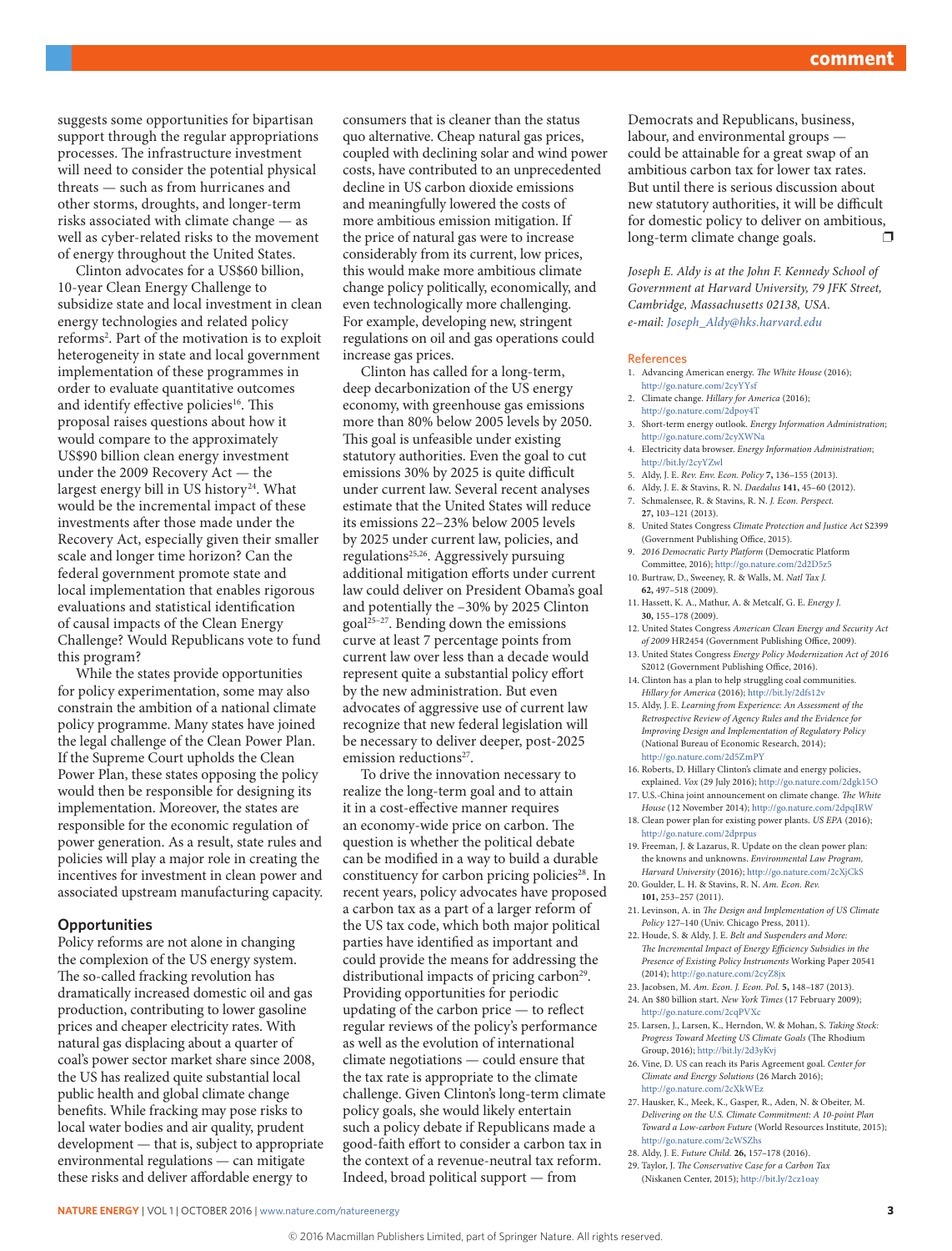suggests some opportunities for bipartisan support through the regular appropriations processes. The infrastructure investment will need to consider the potential physical threats — such as from hurricanes and other storms, droughts, and longer-term risks associated with climate change — as well as cyber-related risks to the movement of energy throughout the United States.

Clinton advocates for a US$60 billion, 10-year Clean Energy Challenge to subsidize state and local investment in clean energy technologies and related policy reforms[2]. Part of the motivation is to exploit heterogeneity in state and local government implementation of these programmes in order to evaluate quantitative outcomes and identify effective policies[16]. This proposal raises questions about how it would compare to the approximately US$90 billion clean energy investment under the 2009 Recovery Act — the largest energy bill in US history[24]. What would be the incremental impact of these investments after those made under the Recovery Act, especially given their smaller scale and longer time horizon? Can the federal government promote state and local implementation that enables rigorous evaluations and statistical identification of causal impacts of the Clean Energy Challenge? Would Republicans vote to fund this program?

While the states provide opportunities for policy experimentation, some may also constrain the ambition of a national climate policy programme. Many states have joined the legal challenge of the Clean Power Plan. If the Supreme Court upholds the Clean Power Plan, these states opposing the policy would then be responsible for designing its implementation. Moreover, the states are responsible for the economic regulation of power generation. As a result, state rules and policies will play a major role in creating the incentives for investment in clean power and associated upstream manufacturing capacity.

## Opportunities

Policy reforms are not alone in changing the complexion of the US energy system. The so-called fracking revolution has dramatically increased domestic oil and gas production, contributing to lower gasoline prices and cheaper electricity rates. With natural gas displacing about a quarter of coal's power sector market share since 2008, the US has realized quite substantial local public health and global climate change benefits. While fracking may pose risks to local water bodies and air quality, prudent development — that is, subject to appropriate environmental regulations — can mitigate these risks and deliver affordable energy to consumers that is cleaner than the status quo alternative. Cheap natural gas prices, coupled with declining solar and wind power costs, have contributed to an unprecedented decline in US carbon dioxide emissions and meaningfully lowered the costs of more ambitious emission mitigation. If the price of natural gas were to increase considerably from its current, low prices, this would make more ambitious climate change policy politically, economically, and even technologically more challenging. For example, developing new, stringent regulations on oil and gas operations could increase gas prices.

Clinton has called for a long-term, deep decarbonization of the US energy economy, with greenhouse gas emissions more than 80% below 2005 levels by 2050. This goal is unfeasible under existing statutory authorities. Even the goal to cut emissions 30% by 2025 is quite difficult under current law. Several recent analyses estimate that the United States will reduce its emissions 22–23% below 2005 levels by 2025 under current law, policies, and regulations[25,26]. Aggressively pursuing additional mitigation efforts under current law could deliver on President Obama's goal and potentially the −30% by 2025 Clinton goal[25–27]. Bending down the emissions curve at least 7 percentage points from current law over less than a decade would represent quite a substantial policy effort by the new administration. But even advocates of aggressive use of current law recognize that new federal legislation will be necessary to deliver deeper, post-2025 emission reductions[27].

To drive the innovation necessary to realize the long-term goal and to attain it in a cost-effective manner requires an economy-wide price on carbon. The question is whether the political debate can be modified in a way to build a durable constituency for carbon pricing policies[28]. In recent years, policy advocates have proposed a carbon tax as a part of a larger reform of the US tax code, which both major political parties have identified as important and could provide the means for addressing the distributional impacts of pricing carbon[29]. Providing opportunities for periodic updating of the carbon price — to reflect regular reviews of the policy's performance as well as the evolution of international climate negotiations — could ensure that the tax rate is appropriate to the climate challenge. Given Clinton's long-term climate policy goals, she would likely entertain such a policy debate if Republicans made a good-faith effort to consider a carbon tax in the context of a revenue-neutral tax reform. Indeed, broad political support — from Democrats and Republicans, business, labour, and environmental groups — could be attainable for a great swap of an ambitious carbon tax for lower tax rates. But until there is serious discussion about new statutory authorities, it will be difficult for domestic policy to deliver on ambitious, long-term climate change goals. ❐

*Joseph E. Aldy is at the John F. Kennedy School of Government at Harvard University, 79 JFK Street, Cambridge, Massachusetts 02138, USA.*
*e-mail: Joseph_Aldy@hks.harvard.edu*

## References

1. Advancing American energy. *The White House* (2016); http://go.nature.com/2cyYYsf
2. Climate change. *Hillary for America* (2016); http://go.nature.com/2dpoy4T
3. Short-term energy outlook. *Energy Information Administration*; http://go.nature.com/2cyXWNa
4. Electricity data browser. *Energy Information Administration*; http://bit.ly/2cyYZwl
5. Aldy, J. E. *Rev. Env. Econ. Policy* **7,** 136–155 (2013).
6. Aldy, J. E. & Stavins, R. N. *Daedalus* **141,** 45–60 (2012).
7. Schmalensee, R. & Stavins, R. N. *J. Econ. Perspect.* **27,** 103–121 (2013).
8. United States Congress *Climate Protection and Justice Act* S2399 (Government Publishing Office, 2015).
9. *2016 Democratic Party Platform* (Democratic Platform Committee, 2016); http://go.nature.com/2d2D5z5
10. Burtraw, D., Sweeney, R. & Walls, M. *Natl Tax J.* **62,** 497–518 (2009).
11. Hassett, K. A., Mathur, A. & Metcalf, G. E. *Energy J.* **30,** 155–178 (2009).
12. United States Congress *American Clean Energy and Security Act of 2009* HR2454 (Government Publishing Office, 2009).
13. United States Congress *Energy Policy Modernization Act of 2016* S2012 (Government Publishing Office, 2016).
14. Clinton has a plan to help struggling coal communities. *Hillary for America* (2016); http://bit.ly/2dfs12v
15. Aldy, J. E. *Learning from Experience: An Assessment of the Retrospective Review of Agency Rules and the Evidence for Improving Design and Implementation of Regulatory Policy* (National Bureau of Economic Research, 2014); http://go.nature.com/2d5ZmPY
16. Roberts, D. Hillary Clinton's climate and energy policies, explained. *Vox* (29 July 2016); http://go.nature.com/2dgk15O
17. U.S.-China joint announcement on climate change. *The White House* (12 November 2014); http://go.nature.com/2dpqIRW
18. Clean power plan for existing power plants. *US EPA* (2016); http://go.nature.com/2dprpus
19. Freeman, J. & Lazarus, R. Update on the clean power plan: the knowns and unknowns. *Environmental Law Program, Harvard University* (2016); http://go.nature.com/2cXjCkS
20. Goulder, L. H. & Stavins, R. N. *Am. Econ. Rev.* **101,** 253–257 (2011).
21. Levinson, A. in *The Design and Implementation of US Climate Policy* 127–140 (Univ. Chicago Press, 2011).
22. Houde, S. & Aldy, J. E. *Belt and Suspenders and More: The Incremental Impact of Energy Efficiency Subsidies in the Presence of Existing Policy Instruments* Working Paper 20541 (2014); http://go.nature.com/2cyZ8jx
23. Jacobsen, M. *Am. Econ. J. Econ. Pol.* **5,** 148–187 (2013).
24. An $80 billion start. *New York Times* (17 February 2009); http://go.nature.com/2cqPVXc
25. Larsen, J., Larsen, K., Herndon, W. & Mohan, S. *Taking Stock: Progress Toward Meeting US Climate Goals* (The Rhodium Group, 2016); http://bit.ly/2d3yKvj
26. Vine, D. US can reach its Paris Agreement goal. *Center for Climate and Energy Solutions* (26 March 2016); http://go.nature.com/2cXkWEz
27. Hausker, K., Meek, K., Gasper, R., Aden, N. & Obeiter, M. *Delivering on the U.S. Climate Commitment: A 10-point Plan Toward a Low-carbon Future* (World Resources Institute, 2015); http://go.nature.com/2cWSZhs
28. Aldy, J. E. *Future Child.* **26,** 157–178 (2016).
29. Taylor, J. *The Conservative Case for a Carbon Tax* (Niskanen Center, 2015); http://bit.ly/2cz1oay